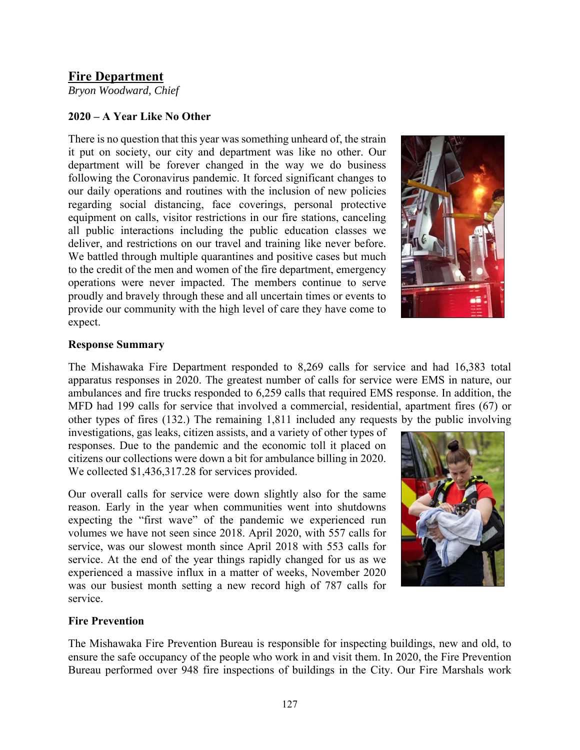# Fire Department

*Bryon Woodward, Chief*

## 2020 – A Year Like No Other

There is no question that this year was something unheard of, the strain it put on society, our city and department was like no other. Our department will be forever changed in the way we do business following the Coronavirus pandemic. It forced significant changes to our daily operations and routines with the inclusion of new policies regarding social distancing, face coverings, personal protective equipment on calls, visitor restrictions in our fire stations, canceling all public interactions including the public education classes we deliver, and restrictions on our travel and training like never before. We battled through multiple quarantines and positive cases but much to the credit of the men and women of the fire department, emergency operations were never impacted. The members continue to serve proudly and bravely through these and all uncertain times or events to provide our community with the high level of care they have come to expect.

## Response Summary

The Mishawaka Fire Department responded to 8,269 calls for service and had 16,383 total apparatus responses in 2020. The greatest number of calls for service were EMS in nature, our ambulances and fire trucks responded to 6,259 calls that required EMS response. In addition, the MFD had 199 calls for service that involved a commercial, residential, apartment fires (67) or other types of fires (132.) The remaining 1,811 included any requests by the public involving investigations, gas leaks, citizen assists, and a variety of other types of responses. Due to the pandemic and the economic toll it placed on citizens our collections were down a bit for ambulance billing in 2020. We collected $1,436,317.28 for services provided.

Our overall calls for service were down slightly also for the same reason. Early in the year when communities went into shutdowns expecting the "first wave" of the pandemic we experienced run volumes we have not seen since 2018. April 2020, with 557 calls for service, was our slowest month since April 2018 with 553 calls for service. At the end of the year things rapidly changed for us as we experienced a massive influx in a matter of weeks, November 2020 was our busiest month setting a new record high of 787 calls for service.

## Fire Prevention

The Mishawaka Fire Prevention Bureau is responsible for inspecting buildings, new and old, to ensure the safe occupancy of the people who work in and visit them. In 2020, the Fire Prevention Bureau performed over 948 fire inspections of buildings in the City. Our Fire Marshals work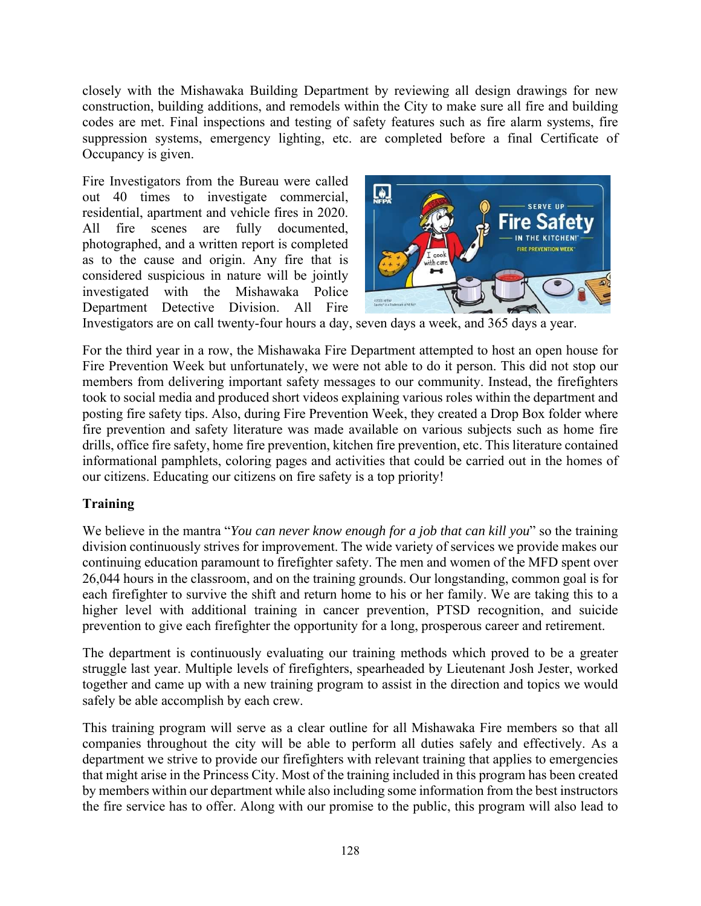closely with the Mishawaka Building Department by reviewing all design drawings for new construction, building additions, and remodels within the City to make sure all fire and building codes are met. Final inspections and testing of safety features such as fire alarm systems, fire suppression systems, emergency lighting, etc. are completed before a final Certificate of Occupancy is given.

Fire Investigators from the Bureau were called out 40 times to investigate commercial, residential, apartment and vehicle fires in 2020. All fire scenes are fully documented, photographed, and a written report is completed as to the cause and origin. Any fire that is considered suspicious in nature will be jointly investigated with the Mishawaka Police Department Detective Division. All Fire Investigators are on call twenty-four hours a day, seven days a week, and 365 days a year.

For the third year in a row, the Mishawaka Fire Department attempted to host an open house for Fire Prevention Week but unfortunately, we were not able to do it person. This did not stop our members from delivering important safety messages to our community. Instead, the firefighters took to social media and produced short videos explaining various roles within the department and posting fire safety tips. Also, during Fire Prevention Week, they created a Drop Box folder where fire prevention and safety literature was made available on various subjects such as home fire drills, office fire safety, home fire prevention, kitchen fire prevention, etc. This literature contained informational pamphlets, coloring pages and activities that could be carried out in the homes of our citizens. Educating our citizens on fire safety is a top priority!

**Training**

We believe in the mantra "*You can never know enough for a job that can kill you*" so the training division continuously strives for improvement. The wide variety of services we provide makes our continuing education paramount to firefighter safety. The men and women of the MFD spent over 26,044 hours in the classroom, and on the training grounds. Our longstanding, common goal is for each firefighter to survive the shift and return home to his or her family. We are taking this to a higher level with additional training in cancer prevention, PTSD recognition, and suicide prevention to give each firefighter the opportunity for a long, prosperous career and retirement.

The department is continuously evaluating our training methods which proved to be a greater struggle last year. Multiple levels of firefighters, spearheaded by Lieutenant Josh Jester, worked together and came up with a new training program to assist in the direction and topics we would safely be able accomplish by each crew.

This training program will serve as a clear outline for all Mishawaka Fire members so that all companies throughout the city will be able to perform all duties safely and effectively. As a department we strive to provide our firefighters with relevant training that applies to emergencies that might arise in the Princess City. Most of the training included in this program has been created by members within our department while also including some information from the best instructors the fire service has to offer. Along with our promise to the public, this program will also lead to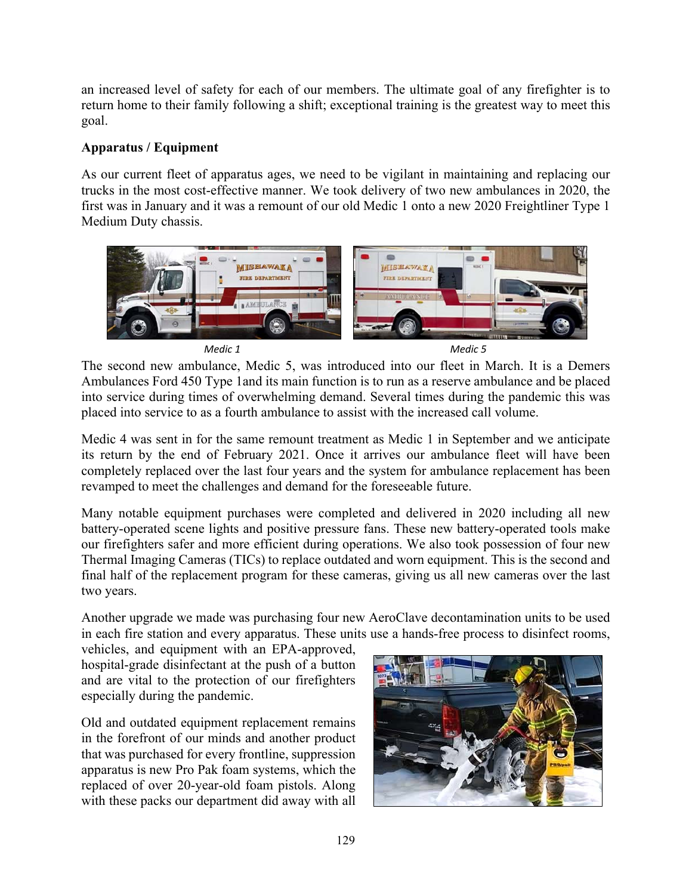an increased level of safety for each of our members. The ultimate goal of any firefighter is to return home to their family following a shift; exceptional training is the greatest way to meet this goal.

**Apparatus / Equipment**

As our current fleet of apparatus ages, we need to be vigilant in maintaining and replacing our trucks in the most cost-effective manner. We took delivery of two new ambulances in 2020, the first was in January and it was a remount of our old Medic 1 onto a new 2020 Freightliner Type 1 Medium Duty chassis.

*Medic 1*

*Medic 5*

The second new ambulance, Medic 5, was introduced into our fleet in March. It is a Demers Ambulances Ford 450 Type 1and its main function is to run as a reserve ambulance and be placed into service during times of overwhelming demand. Several times during the pandemic this was placed into service to as a fourth ambulance to assist with the increased call volume.

Medic 4 was sent in for the same remount treatment as Medic 1 in September and we anticipate its return by the end of February 2021. Once it arrives our ambulance fleet will have been completely replaced over the last four years and the system for ambulance replacement has been revamped to meet the challenges and demand for the foreseeable future.

Many notable equipment purchases were completed and delivered in 2020 including all new battery-operated scene lights and positive pressure fans. These new battery-operated tools make our firefighters safer and more efficient during operations. We also took possession of four new Thermal Imaging Cameras (TICs) to replace outdated and worn equipment. This is the second and final half of the replacement program for these cameras, giving us all new cameras over the last two years.

Another upgrade we made was purchasing four new AeroClave decontamination units to be used in each fire station and every apparatus. These units use a hands-free process to disinfect rooms, vehicles, and equipment with an EPA-approved, hospital-grade disinfectant at the push of a button and are vital to the protection of our firefighters especially during the pandemic.

Old and outdated equipment replacement remains in the forefront of our minds and another product that was purchased for every frontline, suppression apparatus is new Pro Pak foam systems, which the replaced of over 20-year-old foam pistols. Along with these packs our department did away with all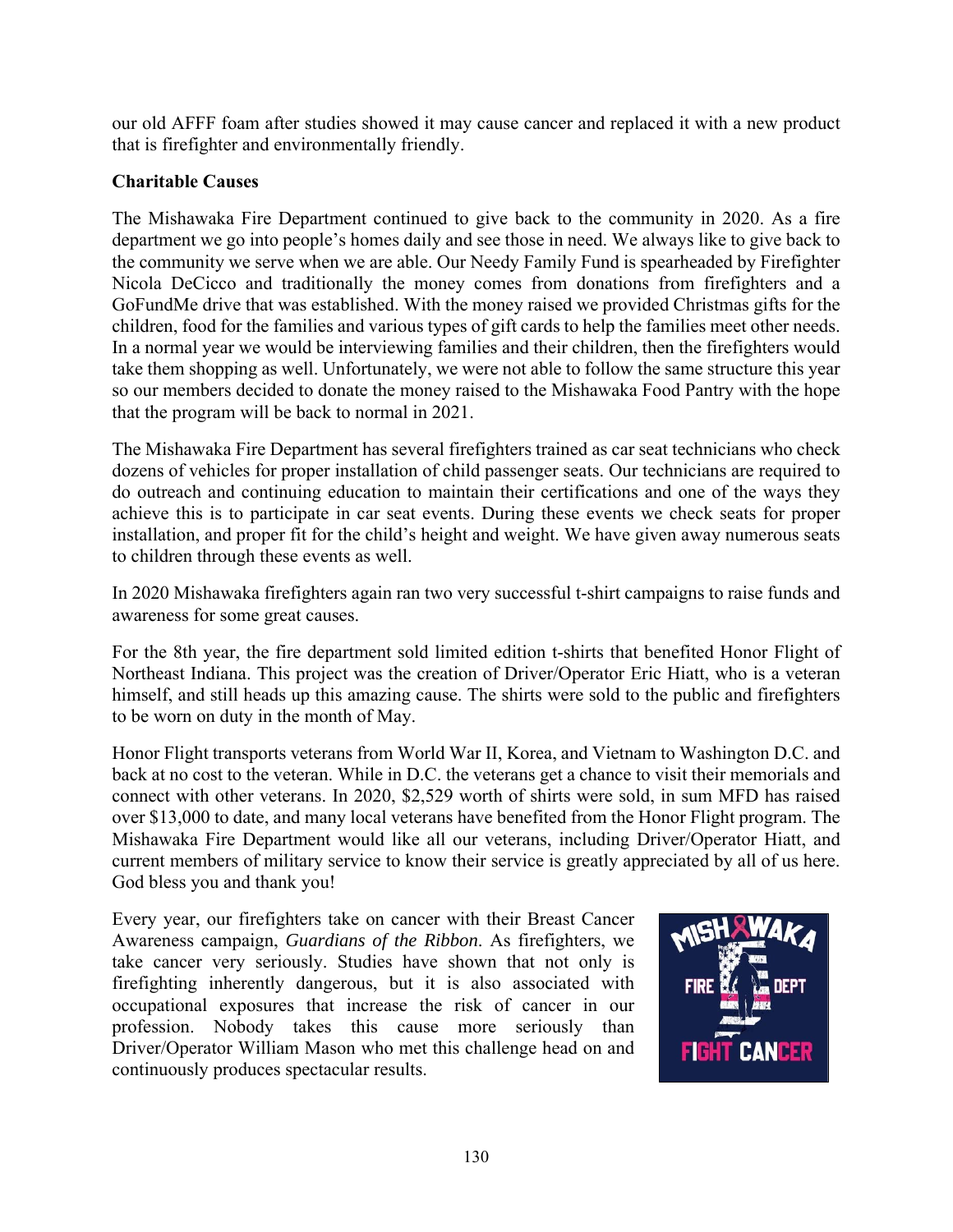our old AFFF foam after studies showed it may cause cancer and replaced it with a new product that is firefighter and environmentally friendly.

**Charitable Causes**

The Mishawaka Fire Department continued to give back to the community in 2020. As a fire department we go into people's homes daily and see those in need. We always like to give back to the community we serve when we are able. Our Needy Family Fund is spearheaded by Firefighter Nicola DeCicco and traditionally the money comes from donations from firefighters and a GoFundMe drive that was established. With the money raised we provided Christmas gifts for the children, food for the families and various types of gift cards to help the families meet other needs. In a normal year we would be interviewing families and their children, then the firefighters would take them shopping as well. Unfortunately, we were not able to follow the same structure this year so our members decided to donate the money raised to the Mishawaka Food Pantry with the hope that the program will be back to normal in 2021.

The Mishawaka Fire Department has several firefighters trained as car seat technicians who check dozens of vehicles for proper installation of child passenger seats. Our technicians are required to do outreach and continuing education to maintain their certifications and one of the ways they achieve this is to participate in car seat events. During these events we check seats for proper installation, and proper fit for the child's height and weight. We have given away numerous seats to children through these events as well.

In 2020 Mishawaka firefighters again ran two very successful t-shirt campaigns to raise funds and awareness for some great causes.

For the 8th year, the fire department sold limited edition t-shirts that benefited Honor Flight of Northeast Indiana. This project was the creation of Driver/Operator Eric Hiatt, who is a veteran himself, and still heads up this amazing cause. The shirts were sold to the public and firefighters to be worn on duty in the month of May.

Honor Flight transports veterans from World War II, Korea, and Vietnam to Washington D.C. and back at no cost to the veteran. While in D.C. the veterans get a chance to visit their memorials and connect with other veterans. In 2020, $2,529 worth of shirts were sold, in sum MFD has raised over $13,000 to date, and many local veterans have benefited from the Honor Flight program. The Mishawaka Fire Department would like all our veterans, including Driver/Operator Hiatt, and current members of military service to know their service is greatly appreciated by all of us here. God bless you and thank you!

Every year, our firefighters take on cancer with their Breast Cancer Awareness campaign, *Guardians of the Ribbon*. As firefighters, we take cancer very seriously. Studies have shown that not only is firefighting inherently dangerous, but it is also associated with occupational exposures that increase the risk of cancer in our profession. Nobody takes this cause more seriously than Driver/Operator William Mason who met this challenge head on and continuously produces spectacular results.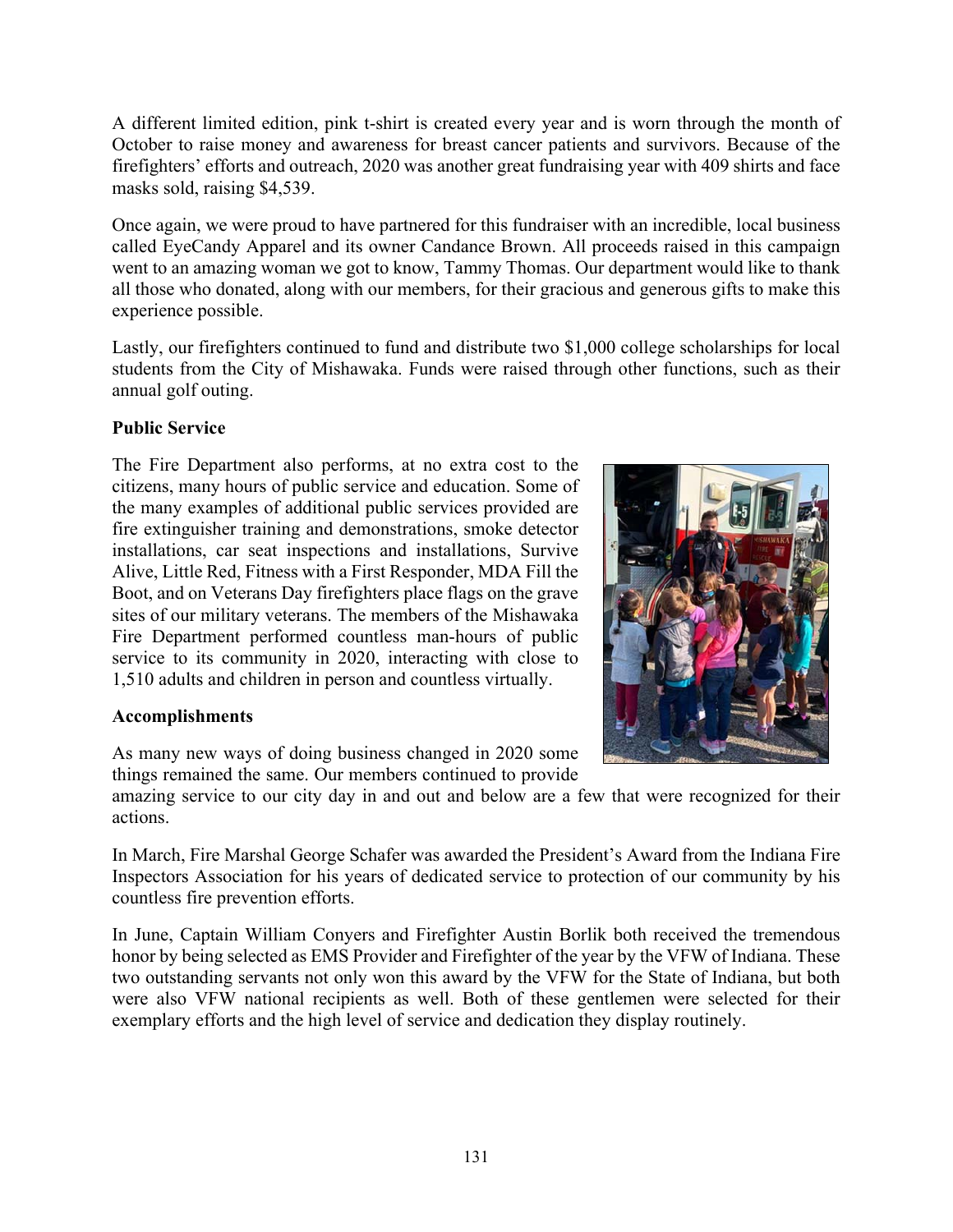A different limited edition, pink t-shirt is created every year and is worn through the month of October to raise money and awareness for breast cancer patients and survivors. Because of the firefighters' efforts and outreach, 2020 was another great fundraising year with 409 shirts and face masks sold, raising $4,539.

Once again, we were proud to have partnered for this fundraiser with an incredible, local business called EyeCandy Apparel and its owner Candance Brown. All proceeds raised in this campaign went to an amazing woman we got to know, Tammy Thomas. Our department would like to thank all those who donated, along with our members, for their gracious and generous gifts to make this experience possible.

Lastly, our firefighters continued to fund and distribute two $1,000 college scholarships for local students from the City of Mishawaka. Funds were raised through other functions, such as their annual golf outing.

**Public Service**

The Fire Department also performs, at no extra cost to the citizens, many hours of public service and education. Some of the many examples of additional public services provided are fire extinguisher training and demonstrations, smoke detector installations, car seat inspections and installations, Survive Alive, Little Red, Fitness with a First Responder, MDA Fill the Boot, and on Veterans Day firefighters place flags on the grave sites of our military veterans. The members of the Mishawaka Fire Department performed countless man-hours of public service to its community in 2020, interacting with close to 1,510 adults and children in person and countless virtually.

**Accomplishments**

As many new ways of doing business changed in 2020 some things remained the same. Our members continued to provide amazing service to our city day in and out and below are a few that were recognized for their actions.

In March, Fire Marshal George Schafer was awarded the President's Award from the Indiana Fire Inspectors Association for his years of dedicated service to protection of our community by his countless fire prevention efforts.

In June, Captain William Conyers and Firefighter Austin Borlik both received the tremendous honor by being selected as EMS Provider and Firefighter of the year by the VFW of Indiana. These two outstanding servants not only won this award by the VFW for the State of Indiana, but both were also VFW national recipients as well. Both of these gentlemen were selected for their exemplary efforts and the high level of service and dedication they display routinely.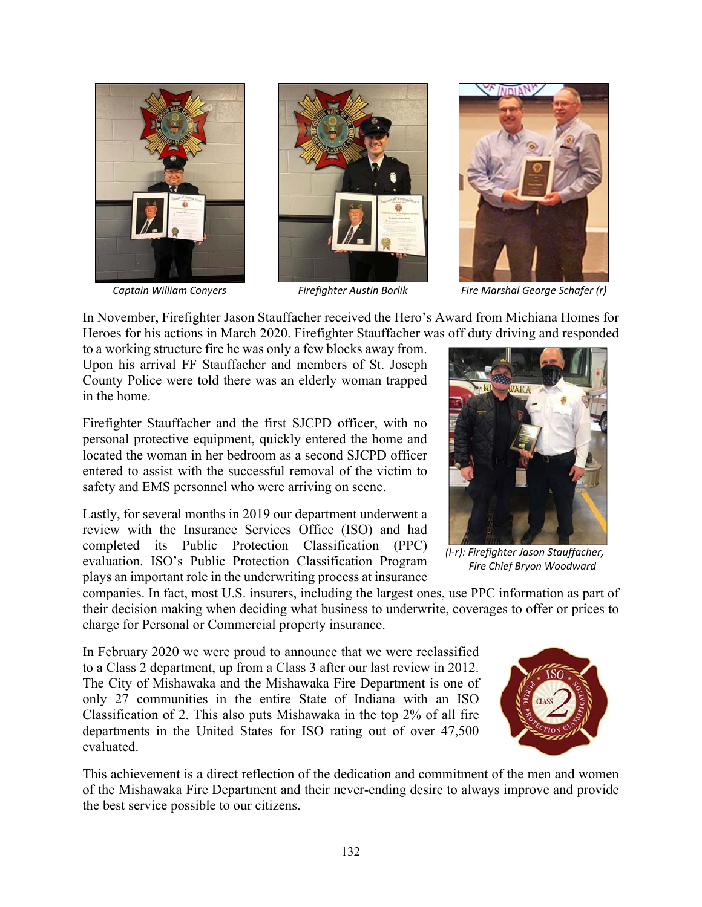*Captain William Conyers*

*Firefighter Austin Borlik*

*Fire Marshal George Schafer (r)*

In November, Firefighter Jason Stauffacher received the Hero's Award from Michiana Homes for Heroes for his actions in March 2020. Firefighter Stauffacher was off duty driving and responded to a working structure fire he was only a few blocks away from. Upon his arrival FF Stauffacher and members of St. Joseph County Police were told there was an elderly woman trapped in the home.

Firefighter Stauffacher and the first SJCPD officer, with no personal protective equipment, quickly entered the home and located the woman in her bedroom as a second SJCPD officer entered to assist with the successful removal of the victim to safety and EMS personnel who were arriving on scene.

*(l-r): Firefighter Jason Stauffacher, Fire Chief Bryon Woodward*

Lastly, for several months in 2019 our department underwent a review with the Insurance Services Office (ISO) and had completed its Public Protection Classification (PPC) evaluation. ISO's Public Protection Classification Program plays an important role in the underwriting process at insurance companies. In fact, most U.S. insurers, including the largest ones, use PPC information as part of their decision making when deciding what business to underwrite, coverages to offer or prices to charge for Personal or Commercial property insurance.

In February 2020 we were proud to announce that we were reclassified to a Class 2 department, up from a Class 3 after our last review in 2012. The City of Mishawaka and the Mishawaka Fire Department is one of only 27 communities in the entire State of Indiana with an ISO Classification of 2. This also puts Mishawaka in the top 2% of all fire departments in the United States for ISO rating out of over 47,500 evaluated.

This achievement is a direct reflection of the dedication and commitment of the men and women of the Mishawaka Fire Department and their never-ending desire to always improve and provide the best service possible to our citizens.